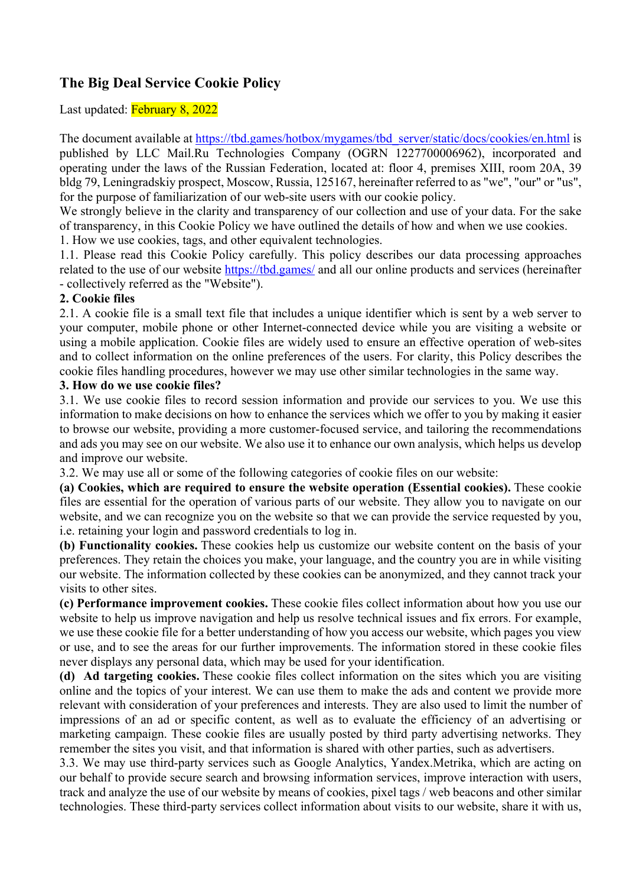# The Big Deal Service Cookie Policy

Last updated: February 8, 2022

The document available at https://tbd.games/hotbox/mygames/tbd_server/static/docs/cookies/en.html is published by LLC Mail.Ru Technologies Company (OGRN 1227700006962), incorporated and operating under the laws of the Russian Federation, located at: floor 4, premises XIII, room 20A, 39 bldg 79, Leningradskiy prospect, Moscow, Russia, 125167, hereinafter referred to as "we", "our" or "us", for the purpose of familiarization of our web-site users with our cookie policy.

We strongly believe in the clarity and transparency of our collection and use of your data. For the sake of transparency, in this Cookie Policy we have outlined the details of how and when we use cookies.

1. How we use cookies, tags, and other equivalent technologies.

1.1. Please read this Cookie Policy carefully. This policy describes our data processing approaches related to the use of our website https://tbd.games/ and all our online products and services (hereinafter - collectively referred as the "Website").

**2. Cookie files**

2.1. A cookie file is a small text file that includes a unique identifier which is sent by a web server to your computer, mobile phone or other Internet-connected device while you are visiting a website or using a mobile application. Cookie files are widely used to ensure an effective operation of web-sites and to collect information on the online preferences of the users. For clarity, this Policy describes the cookie files handling procedures, however we may use other similar technologies in the same way.

**3. How do we use cookie files?**

3.1. We use cookie files to record session information and provide our services to you. We use this information to make decisions on how to enhance the services which we offer to you by making it easier to browse our website, providing a more customer-focused service, and tailoring the recommendations and ads you may see on our website. We also use it to enhance our own analysis, which helps us develop and improve our website.

3.2. We may use all or some of the following categories of cookie files on our website:

**(a) Cookies, which are required to ensure the website operation (Essential cookies).** These cookie files are essential for the operation of various parts of our website. They allow you to navigate on our website, and we can recognize you on the website so that we can provide the service requested by you, i.e. retaining your login and password credentials to log in.

**(b) Functionality cookies.** These cookies help us customize our website content on the basis of your preferences. They retain the choices you make, your language, and the country you are in while visiting our website. The information collected by these cookies can be anonymized, and they cannot track your visits to other sites.

**(c) Performance improvement cookies.** These cookie files collect information about how you use our website to help us improve navigation and help us resolve technical issues and fix errors. For example, we use these cookie file for a better understanding of how you access our website, which pages you view or use, and to see the areas for our further improvements. The information stored in these cookie files never displays any personal data, which may be used for your identification.

**(d) Ad targeting cookies.** These cookie files collect information on the sites which you are visiting online and the topics of your interest. We can use them to make the ads and content we provide more relevant with consideration of your preferences and interests. They are also used to limit the number of impressions of an ad or specific content, as well as to evaluate the efficiency of an advertising or marketing campaign. These cookie files are usually posted by third party advertising networks. They remember the sites you visit, and that information is shared with other parties, such as advertisers.

3.3. We may use third-party services such as Google Analytics, Yandex.Metrika, which are acting on our behalf to provide secure search and browsing information services, improve interaction with users, track and analyze the use of our website by means of cookies, pixel tags / web beacons and other similar technologies. These third-party services collect information about visits to our website, share it with us,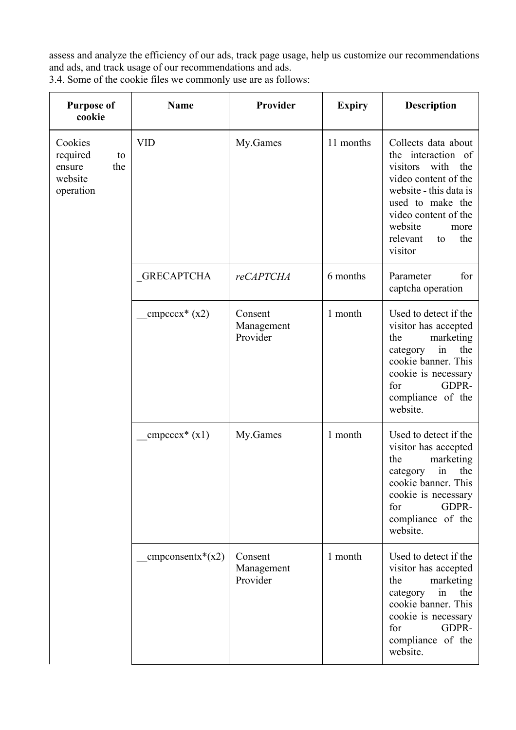assess and analyze the efficiency of our ads, track page usage, help us customize our recommendations and ads, and track usage of our recommendations and ads.

3.4. Some of the cookie files we commonly use are as follows:

| Purpose of cookie | Name | Provider | Expiry | Description |
|---|---|---|---|---|
| Cookies required to ensure the website operation | VID | My.Games | 11 months | Collects data about the interaction of visitors with the video content of the website - this data is used to make the video content of the website more relevant to the visitor |
| | _GRECAPTCHA | *reCAPTCHA* | 6 months | Parameter for captcha operation |
| | __cmpcccx* (x2) | Consent Management Provider | 1 month | Used to detect if the visitor has accepted the marketing category in the cookie banner. This cookie is necessary for GDPR-compliance of the website. |
| | __cmpcccx* (x1) | My.Games | 1 month | Used to detect if the visitor has accepted the marketing category in the cookie banner. This cookie is necessary for GDPR-compliance of the website. |
| | __cmpconsentx*(x2) | Consent Management Provider | 1 month | Used to detect if the visitor has accepted the marketing category in the cookie banner. This cookie is necessary for GDPR-compliance of the website. |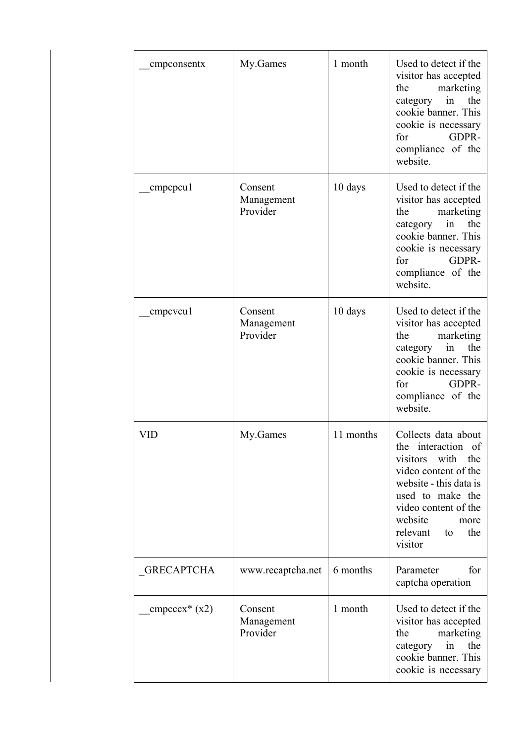| __cmpconsentx | My.Games | 1 month | Used to detect if the visitor has accepted the marketing category in the cookie banner. This cookie is necessary for GDPR-compliance of the website. |
| --- | --- | --- | --- |
| __cmpcpcu1 | Consent Management Provider | 10 days | Used to detect if the visitor has accepted the marketing category in the cookie banner. This cookie is necessary for GDPR-compliance of the website. |
| __cmpcvcu1 | Consent Management Provider | 10 days | Used to detect if the visitor has accepted the marketing category in the cookie banner. This cookie is necessary for GDPR-compliance of the website. |
| VID | My.Games | 11 months | Collects data about the interaction of visitors with the video content of the website - this data is used to make the video content of the website more relevant to the visitor |
| _GRECAPTCHA | www.recaptcha.net | 6 months | Parameter for captcha operation |
| __cmpcccx* (x2) | Consent Management Provider | 1 month | Used to detect if the visitor has accepted the marketing category in the cookie banner. This cookie is necessary |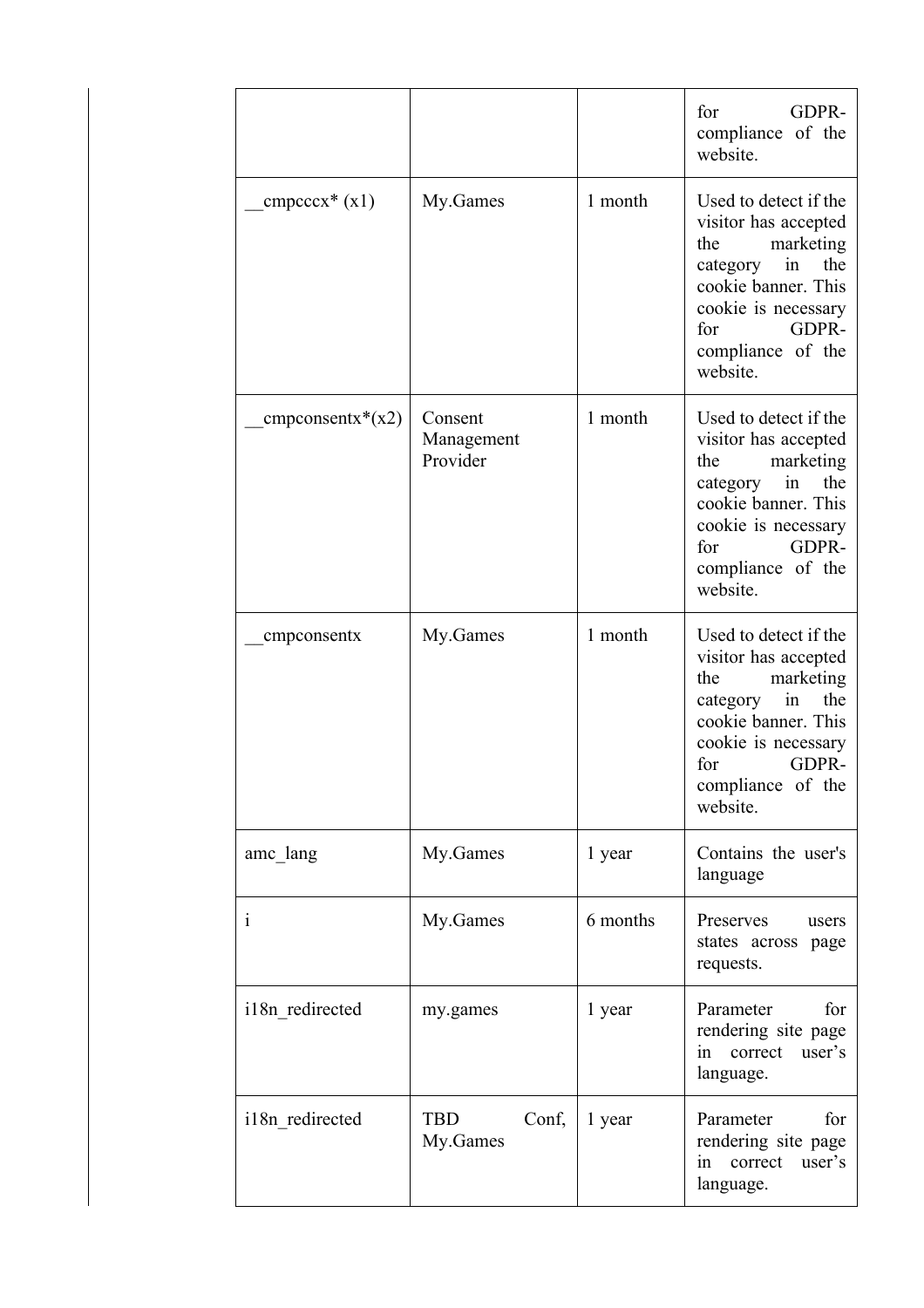| | | | |
|---|---|---|---|
| | | | for GDPR-compliance of the website. |
| __cmpcccx* (x1) | My.Games | 1 month | Used to detect if the visitor has accepted the marketing category in the cookie banner. This cookie is necessary for GDPR-compliance of the website. |
| __cmpconsentx*(x2) | Consent Management Provider | 1 month | Used to detect if the visitor has accepted the marketing category in the cookie banner. This cookie is necessary for GDPR-compliance of the website. |
| __cmpconsentx | My.Games | 1 month | Used to detect if the visitor has accepted the marketing category in the cookie banner. This cookie is necessary for GDPR-compliance of the website. |
| amc_lang | My.Games | 1 year | Contains the user's language |
| i | My.Games | 6 months | Preserves users states across page requests. |
| i18n_redirected | my.games | 1 year | Parameter for rendering site page in correct user's language. |
| i18n_redirected | TBD Conf, My.Games | 1 year | Parameter for rendering site page in correct user's language. |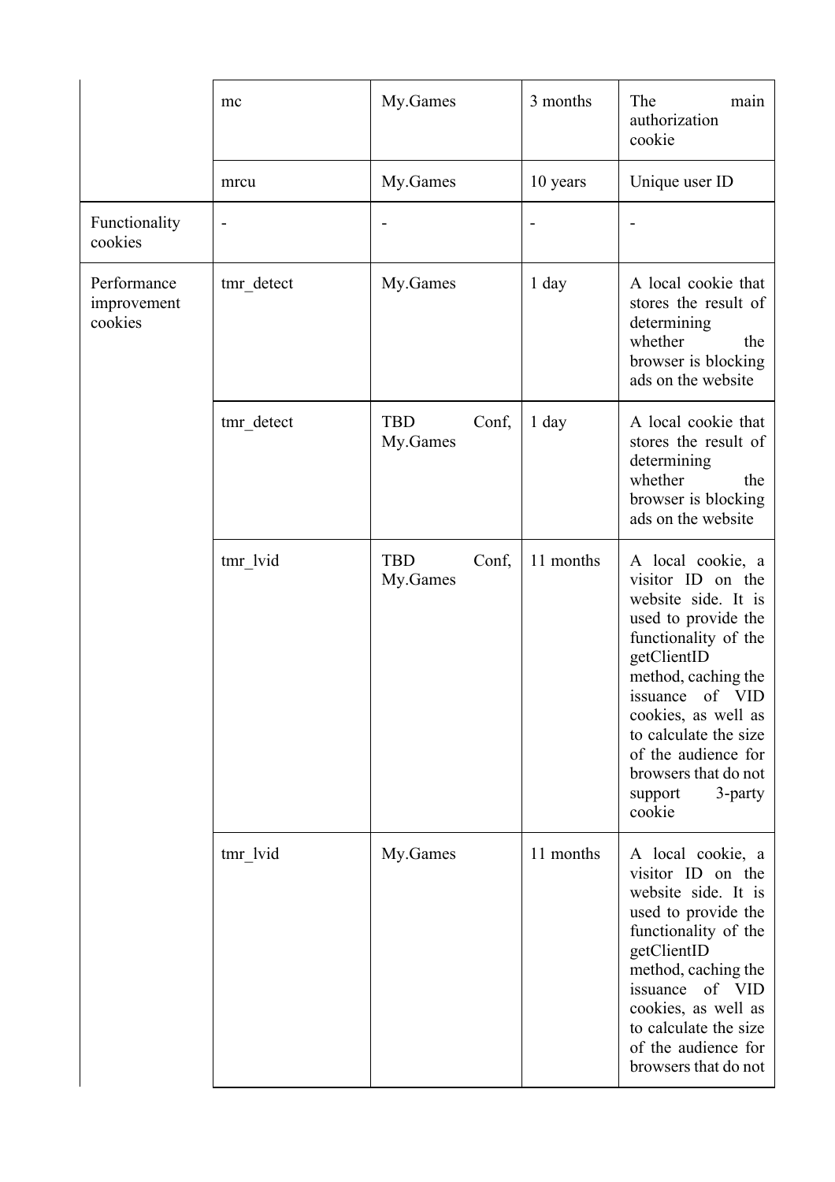| | | | | |
|---|---|---|---|---|
| | mc | My.Games | 3 months | The main authorization cookie |
| | mrcu | My.Games | 10 years | Unique user ID |
| Functionality cookies | - | - | - | - |
| Performance improvement cookies | tmr_detect | My.Games | 1 day | A local cookie that stores the result of determining whether the browser is blocking ads on the website |
| | tmr_detect | TBD Conf, My.Games | 1 day | A local cookie that stores the result of determining whether the browser is blocking ads on the website |
| | tmr_lvid | TBD Conf, My.Games | 11 months | A local cookie, a visitor ID on the website side. It is used to provide the functionality of the getClientID method, caching the issuance of VID cookies, as well as to calculate the size of the audience for browsers that do not support 3-party cookie |
| | tmr_lvid | My.Games | 11 months | A local cookie, a visitor ID on the website side. It is used to provide the functionality of the getClientID method, caching the issuance of VID cookies, as well as to calculate the size of the audience for browsers that do not |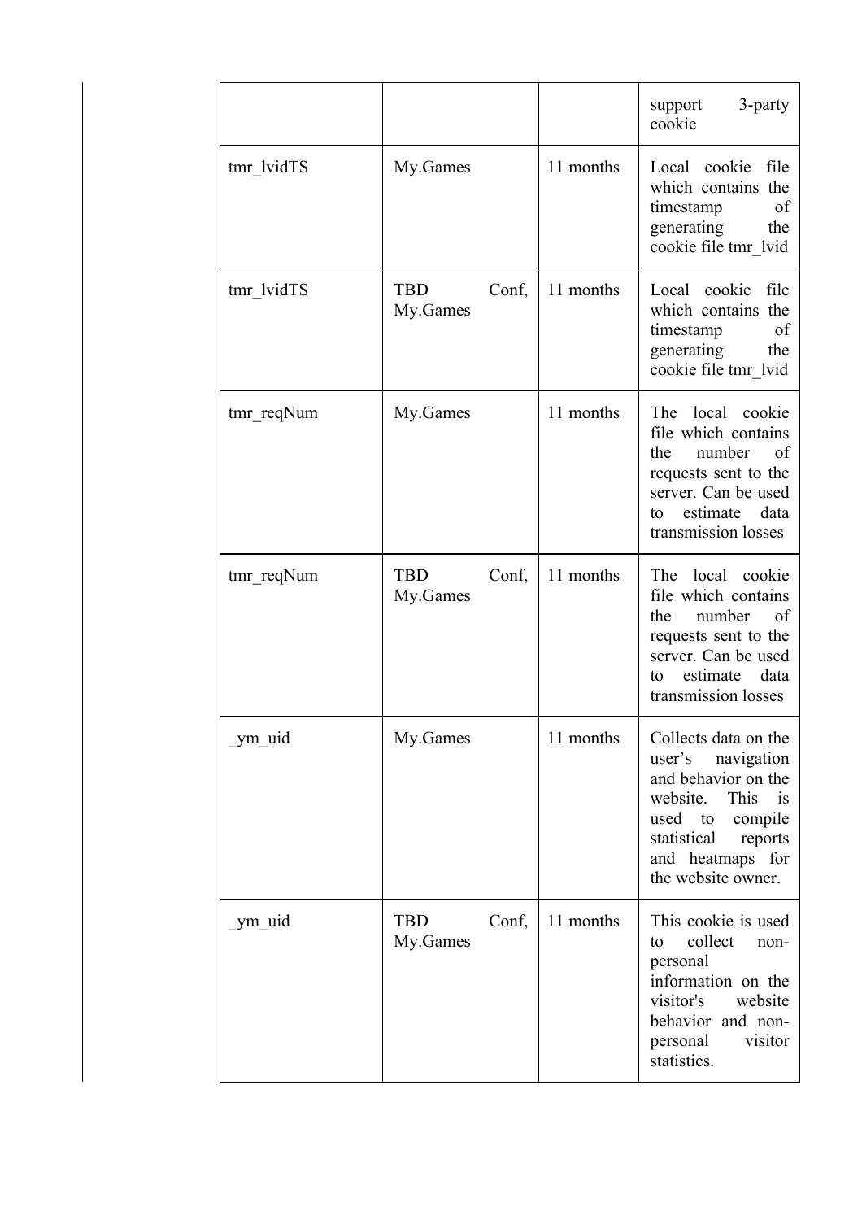| | | | |
|---|---|---|---|
| | | | support 3-party cookie |
| tmr_lvidTS | My.Games | 11 months | Local cookie file which contains the timestamp of generating the cookie file tmr_lvid |
| tmr_lvidTS | TBD Conf, My.Games | 11 months | Local cookie file which contains the timestamp of generating the cookie file tmr_lvid |
| tmr_reqNum | My.Games | 11 months | The local cookie file which contains the number of requests sent to the server. Can be used to estimate data transmission losses |
| tmr_reqNum | TBD Conf, My.Games | 11 months | The local cookie file which contains the number of requests sent to the server. Can be used to estimate data transmission losses |
| _ym_uid | My.Games | 11 months | Collects data on the user's navigation and behavior on the website. This is used to compile statistical reports and heatmaps for the website owner. |
| _ym_uid | TBD Conf, My.Games | 11 months | This cookie is used to collect non-personal information on the visitor's website behavior and non-personal visitor statistics. |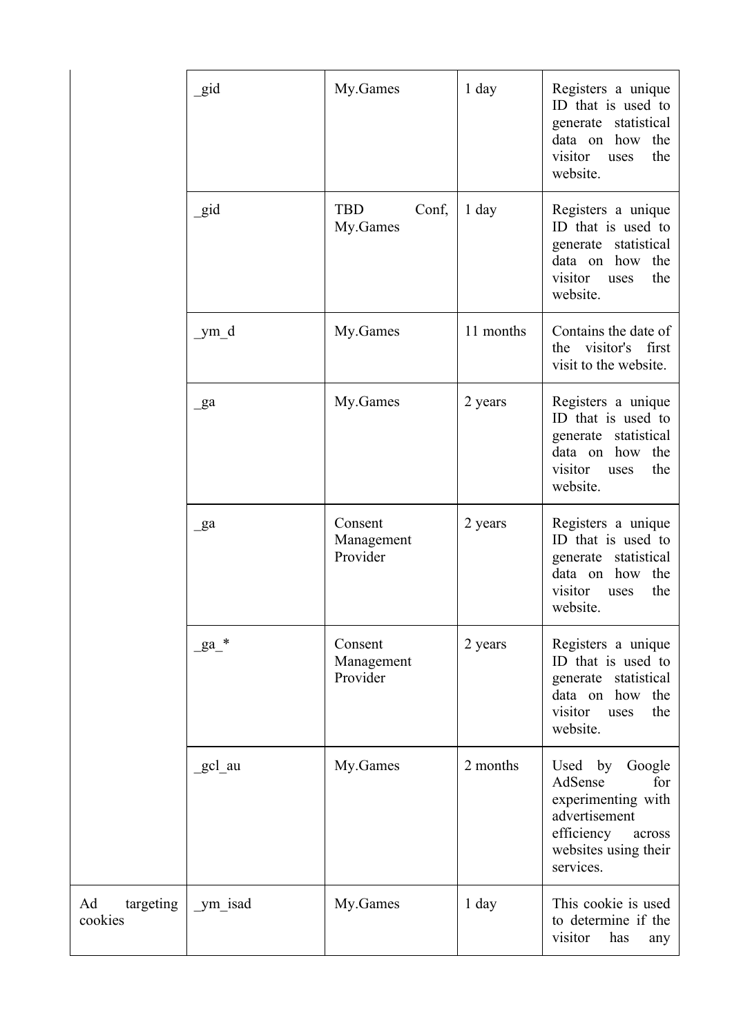| | | | | |
|---|---|---|---|---|
| | _gid | My.Games | 1 day | Registers a unique ID that is used to generate statistical data on how the visitor uses the website. |
| | _gid | TBD Conf, My.Games | 1 day | Registers a unique ID that is used to generate statistical data on how the visitor uses the website. |
| | _ym_d | My.Games | 11 months | Contains the date of the visitor's first visit to the website. |
| | _ga | My.Games | 2 years | Registers a unique ID that is used to generate statistical data on how the visitor uses the website. |
| | _ga | Consent Management Provider | 2 years | Registers a unique ID that is used to generate statistical data on how the visitor uses the website. |
| | _ga_* | Consent Management Provider | 2 years | Registers a unique ID that is used to generate statistical data on how the visitor uses the website. |
| | _gcl_au | My.Games | 2 months | Used by Google AdSense for experimenting with advertisement efficiency across websites using their services. |
| Ad targeting cookies | _ym_isad | My.Games | 1 day | This cookie is used to determine if the visitor has any |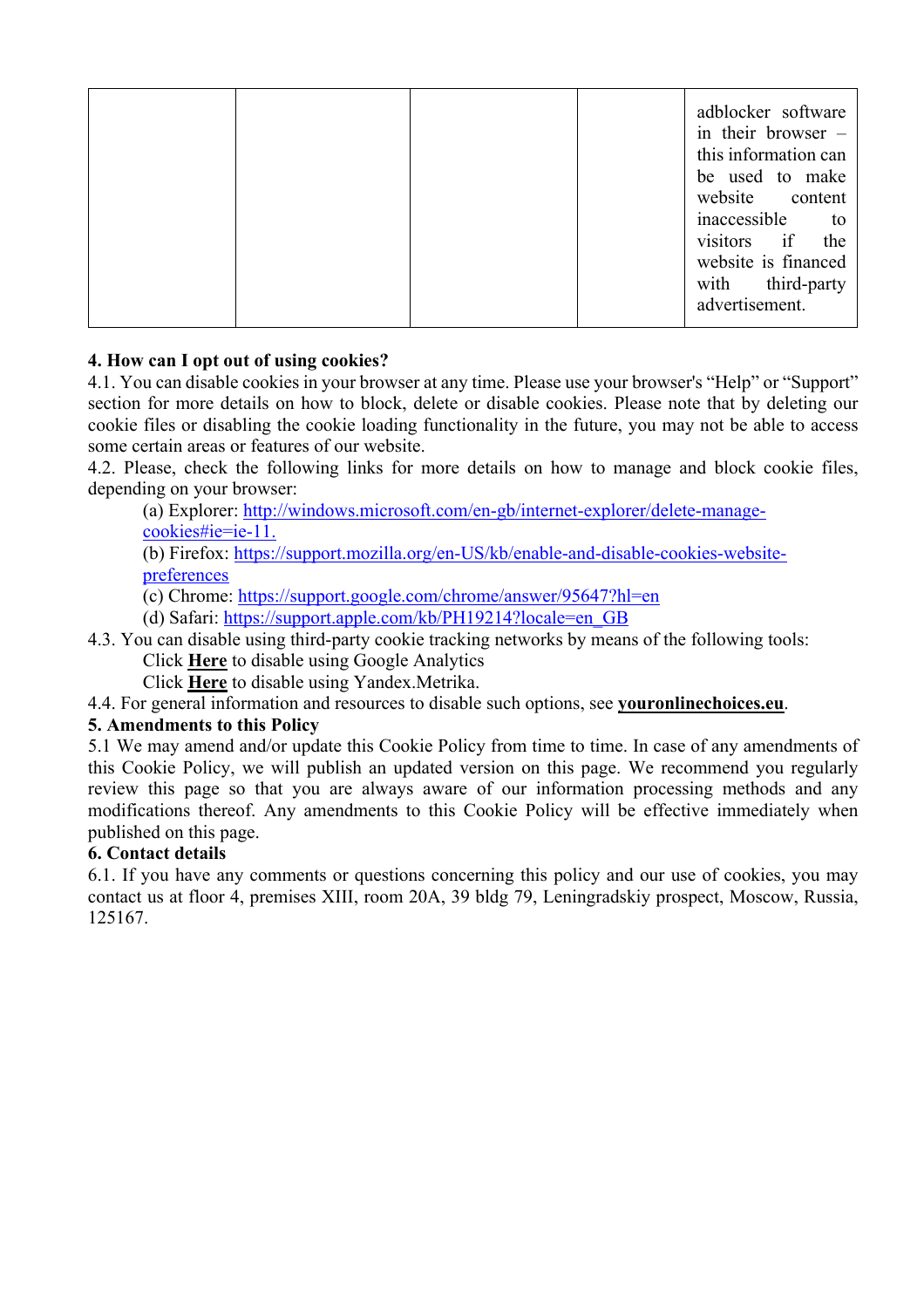| | | | | |
|---|---|---|---|---|
| | | | | adblocker software in their browser – this information can be used to make website content inaccessible to visitors if the website is financed with third-party advertisement. |

**4. How can I opt out of using cookies?**

4.1. You can disable cookies in your browser at any time. Please use your browser's "Help" or "Support" section for more details on how to block, delete or disable cookies. Please note that by deleting our cookie files or disabling the cookie loading functionality in the future, you may not be able to access some certain areas or features of our website.

4.2. Please, check the following links for more details on how to manage and block cookie files, depending on your browser:

(a) Explorer: http://windows.microsoft.com/en-gb/internet-explorer/delete-manage-cookies#ie=ie-11.

(b) Firefox: https://support.mozilla.org/en-US/kb/enable-and-disable-cookies-website-preferences

(c) Chrome: https://support.google.com/chrome/answer/95647?hl=en

(d) Safari: https://support.apple.com/kb/PH19214?locale=en_GB

4.3. You can disable using third-party cookie tracking networks by means of the following tools:

Click **Here** to disable using Google Analytics

Click **Here** to disable using Yandex.Metrika.

4.4. For general information and resources to disable such options, see **youronlinechoices.eu**.

**5. Amendments to this Policy**

5.1 We may amend and/or update this Cookie Policy from time to time. In case of any amendments of this Cookie Policy, we will publish an updated version on this page. We recommend you regularly review this page so that you are always aware of our information processing methods and any modifications thereof. Any amendments to this Cookie Policy will be effective immediately when published on this page.

**6. Contact details**

6.1. If you have any comments or questions concerning this policy and our use of cookies, you may contact us at floor 4, premises XIII, room 20A, 39 bldg 79, Leningradskiy prospect, Moscow, Russia, 125167.